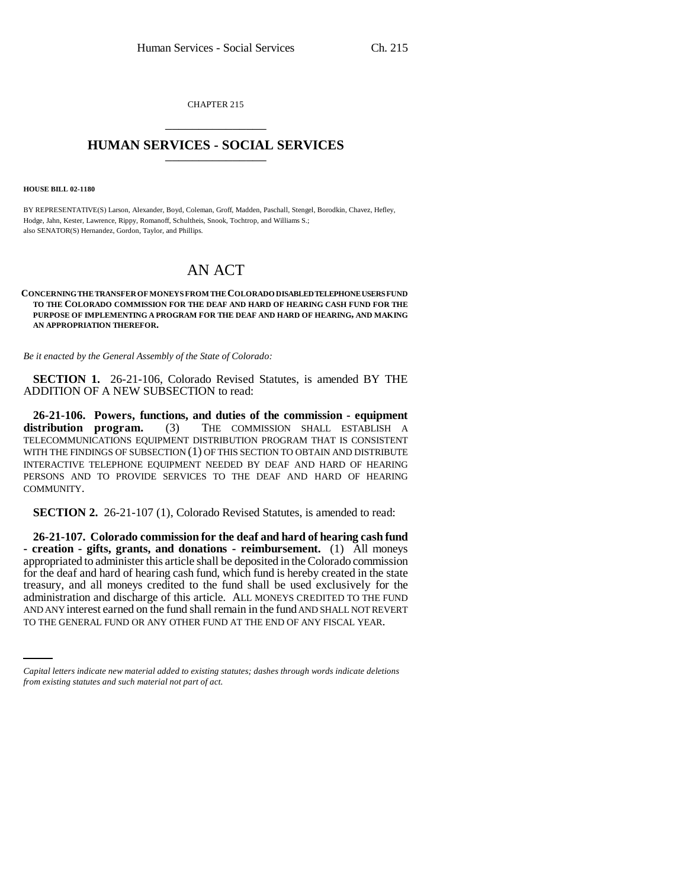CHAPTER 215

# HUMAN SERVICES - SOCIAL SERVICES

**HOUSE BILL 02-1180**

BY REPRESENTATIVE(S) Larson, Alexander, Boyd, Coleman, Groff, Madden, Paschall, Stengel, Borodkin, Chavez, Hefley, Hodge, Jahn, Kester, Lawrence, Rippy, Romanoff, Schultheis, Snook, Tochtrop, and Williams S.;
also SENATOR(S) Hernandez, Gordon, Taylor, and Phillips.

# AN ACT

**CONCERNING THE TRANSFER OF MONEYS FROM THE COLORADO DISABLED TELEPHONE USERS FUND TO THE COLORADO COMMISSION FOR THE DEAF AND HARD OF HEARING CASH FUND FOR THE PURPOSE OF IMPLEMENTING A PROGRAM FOR THE DEAF AND HARD OF HEARING, AND MAKING AN APPROPRIATION THEREFOR.**

*Be it enacted by the General Assembly of the State of Colorado:*

**SECTION 1.** 26-21-106, Colorado Revised Statutes, is amended BY THE ADDITION OF A NEW SUBSECTION to read:

**26-21-106. Powers, functions, and duties of the commission - equipment distribution program.** (3) THE COMMISSION SHALL ESTABLISH A TELECOMMUNICATIONS EQUIPMENT DISTRIBUTION PROGRAM THAT IS CONSISTENT WITH THE FINDINGS OF SUBSECTION (1) OF THIS SECTION TO OBTAIN AND DISTRIBUTE INTERACTIVE TELEPHONE EQUIPMENT NEEDED BY DEAF AND HARD OF HEARING PERSONS AND TO PROVIDE SERVICES TO THE DEAF AND HARD OF HEARING COMMUNITY.

**SECTION 2.** 26-21-107 (1), Colorado Revised Statutes, is amended to read:

**26-21-107. Colorado commission for the deaf and hard of hearing cash fund - creation - gifts, grants, and donations - reimbursement.** (1) All moneys appropriated to administer this article shall be deposited in the Colorado commission for the deaf and hard of hearing cash fund, which fund is hereby created in the state treasury, and all moneys credited to the fund shall be used exclusively for the administration and discharge of this article. ALL MONEYS CREDITED TO THE FUND AND ANY interest earned on the fund shall remain in the fund AND SHALL NOT REVERT TO THE GENERAL FUND OR ANY OTHER FUND AT THE END OF ANY FISCAL YEAR.

*Capital letters indicate new material added to existing statutes; dashes through words indicate deletions from existing statutes and such material not part of act.*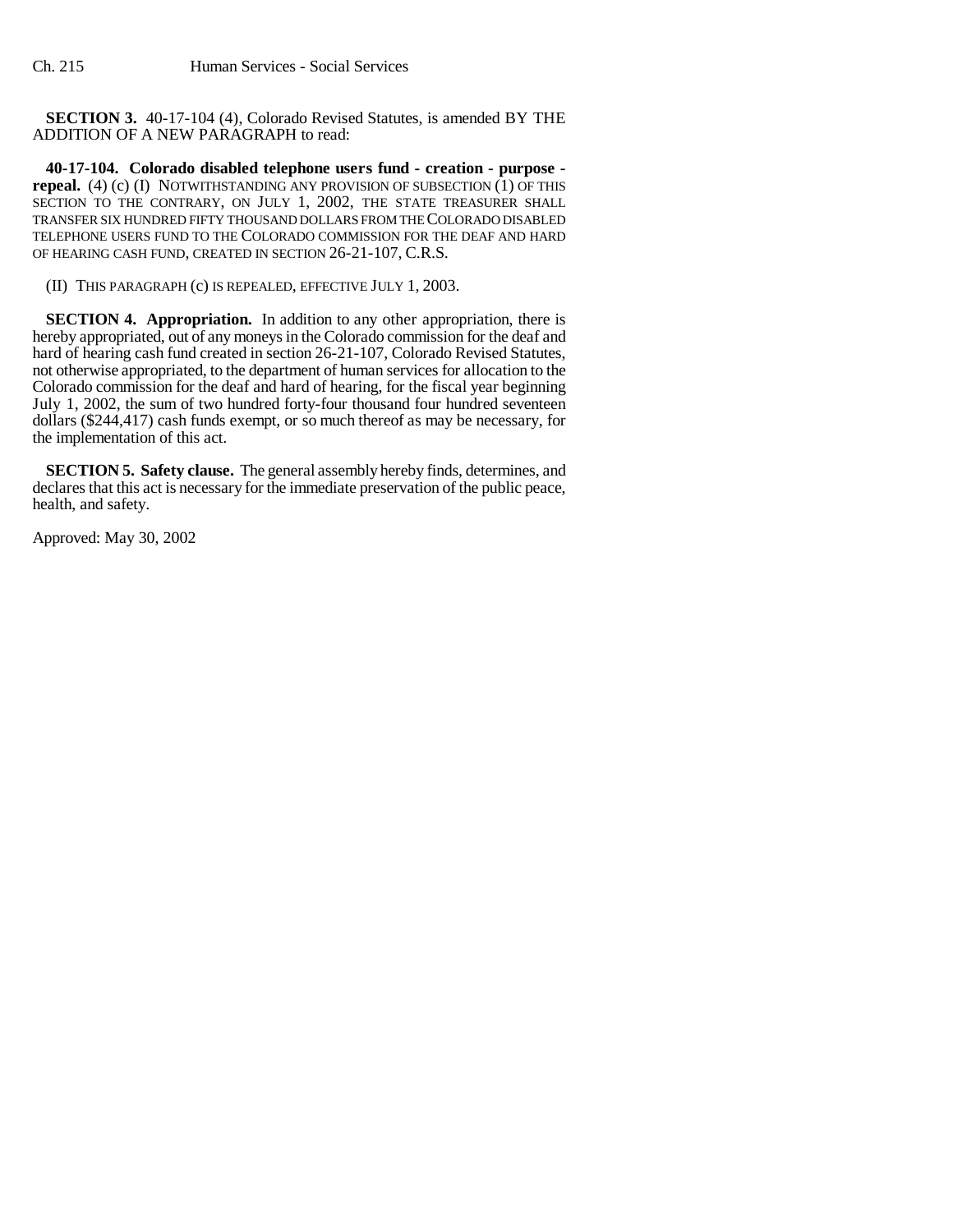**SECTION 3.** 40-17-104 (4), Colorado Revised Statutes, is amended BY THE ADDITION OF A NEW PARAGRAPH to read:

**40-17-104. Colorado disabled telephone users fund - creation - purpose - repeal.** (4) (c) (I) NOTWITHSTANDING ANY PROVISION OF SUBSECTION (1) OF THIS SECTION TO THE CONTRARY, ON JULY 1, 2002, THE STATE TREASURER SHALL TRANSFER SIX HUNDRED FIFTY THOUSAND DOLLARS FROM THE COLORADO DISABLED TELEPHONE USERS FUND TO THE COLORADO COMMISSION FOR THE DEAF AND HARD OF HEARING CASH FUND, CREATED IN SECTION 26-21-107, C.R.S.

(II) THIS PARAGRAPH (c) IS REPEALED, EFFECTIVE JULY 1, 2003.

**SECTION 4. Appropriation.** In addition to any other appropriation, there is hereby appropriated, out of any moneys in the Colorado commission for the deaf and hard of hearing cash fund created in section 26-21-107, Colorado Revised Statutes, not otherwise appropriated, to the department of human services for allocation to the Colorado commission for the deaf and hard of hearing, for the fiscal year beginning July 1, 2002, the sum of two hundred forty-four thousand four hundred seventeen dollars ($244,417) cash funds exempt, or so much thereof as may be necessary, for the implementation of this act.

**SECTION 5. Safety clause.** The general assembly hereby finds, determines, and declares that this act is necessary for the immediate preservation of the public peace, health, and safety.

Approved: May 30, 2002